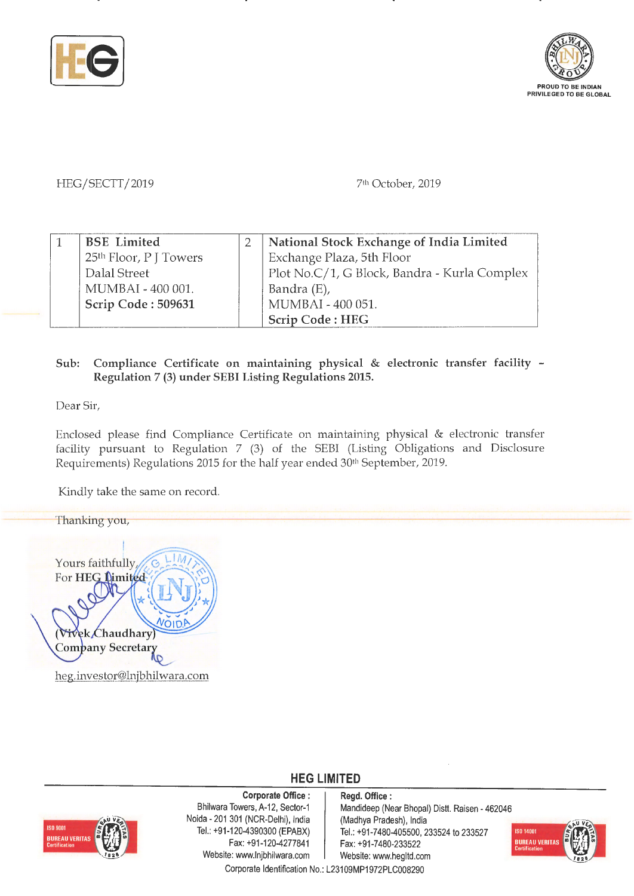HEG/SECTT/2019 7th October, 2019

| 1 | **BSE Limited**<br>25th Floor, P J Towers<br>Dalal Street<br>MUMBAI - 400 001.<br>**Scrip Code : 509631** | 2 | **National Stock Exchange of India Limited**<br>Exchange Plaza, 5th Floor<br>Plot No.C/1, G Block, Bandra - Kurla Complex<br>Bandra (E),<br>MUMBAI - 400 051.<br>**Scrip Code : HEG** |
|---|---|---|---|

**Sub: Compliance Certificate on maintaining physical & electronic transfer facility – Regulation 7 (3) under SEBI Listing Regulations 2015.**

Dear Sir,

Enclosed please find Compliance Certificate on maintaining physical & electronic transfer facility pursuant to Regulation 7 (3) of the SEBI (Listing Obligations and Disclosure Requirements) Regulations 2015 for the half year ended 30th September, 2019.

Kindly take the same on record.

Thanking you,

Yours faithfully,
For **HEG Limited**

**(Vivek Chaudhary)**
**Company Secretary**

heg.investor@lnjbhilwara.com

**HEG LIMITED**

**Corporate Office :**
Bhilwara Towers, A-12, Sector-1
Noida - 201 301 (NCR-Delhi), India
Tel.: +91-120-4390300 (EPABX)
Fax: +91-120-4277841
Website: www.lnjbhilwara.com

**Regd. Office :**
Mandideep (Near Bhopal) Distt. Raisen - 462046
(Madhya Pradesh), India
Tel.: +91-7480-405500, 233524 to 233527
Fax: +91-7480-233522
Website: www.hegltd.com

Corporate Identification No.: L23109MP1972PLC008290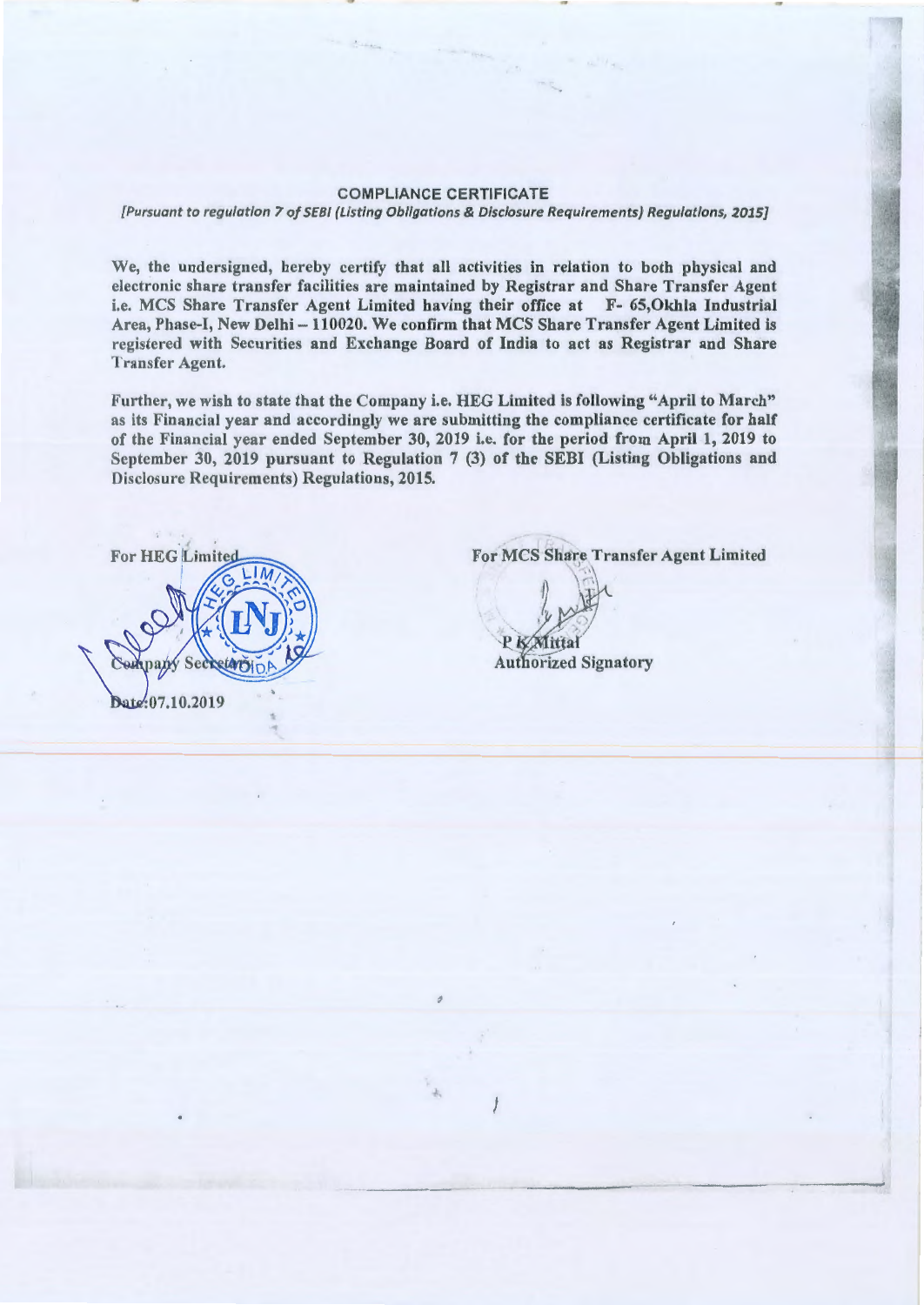# COMPLIANCE CERTIFICATE

*[Pursuant to regulation 7 of SEBI (Listing Obligations & Disclosure Requirements) Regulations, 2015]*

We, the undersigned, hereby certify that all activities in relation to both physical and electronic share transfer facilities are maintained by Registrar and Share Transfer Agent i.e. MCS Share Transfer Agent Limited having their office at F- 65,Okhla Industrial Area, Phase-I, New Delhi – 110020. We confirm that MCS Share Transfer Agent Limited is registered with Securities and Exchange Board of India to act as Registrar and Share Transfer Agent.

Further, we wish to state that the Company i.e. HEG Limited is following "April to March" as its Financial year and accordingly we are submitting the compliance certificate for half of the Financial year ended September 30, 2019 i.e. for the period from April 1, 2019 to September 30, 2019 pursuant to Regulation 7 (3) of the SEBI (Listing Obligations and Disclosure Requirements) Regulations, 2015.

For HEG Limited

Company Secretary

Date:07.10.2019

For MCS Share Transfer Agent Limited

P K Mittal

Authorized Signatory